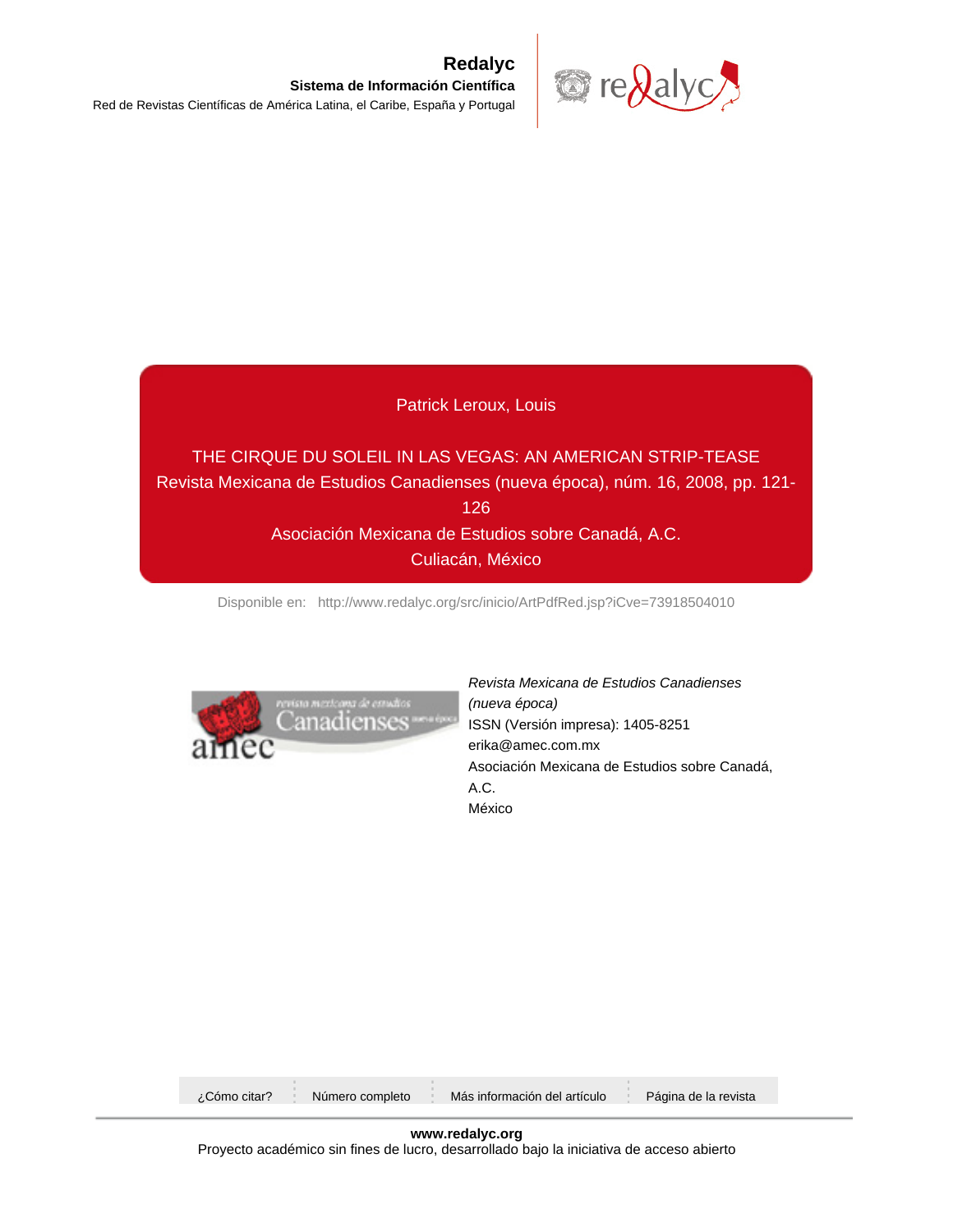**Redalyc**

**Sistema de Información Científica**

Red de Revistas Científicas de América Latina, el Caribe, España y Portugal

Patrick Leroux, Louis

THE CIRQUE DU SOLEIL IN LAS VEGAS: AN AMERICAN STRIP-TEASE

Revista Mexicana de Estudios Canadienses (nueva época), núm. 16, 2008, pp. 121-126

Asociación Mexicana de Estudios sobre Canadá, A.C.

Culiacán, México

Disponible en: http://www.redalyc.org/src/inicio/ArtPdfRed.jsp?iCve=73918504010

*Revista Mexicana de Estudios Canadienses (nueva época)*

ISSN (Versión impresa): 1405-8251

erika@amec.com.mx

Asociación Mexicana de Estudios sobre Canadá, A.C.

México

¿Cómo citar? | Número completo | Más información del artículo | Página de la revista

**www.redalyc.org**

Proyecto académico sin fines de lucro, desarrollado bajo la iniciativa de acceso abierto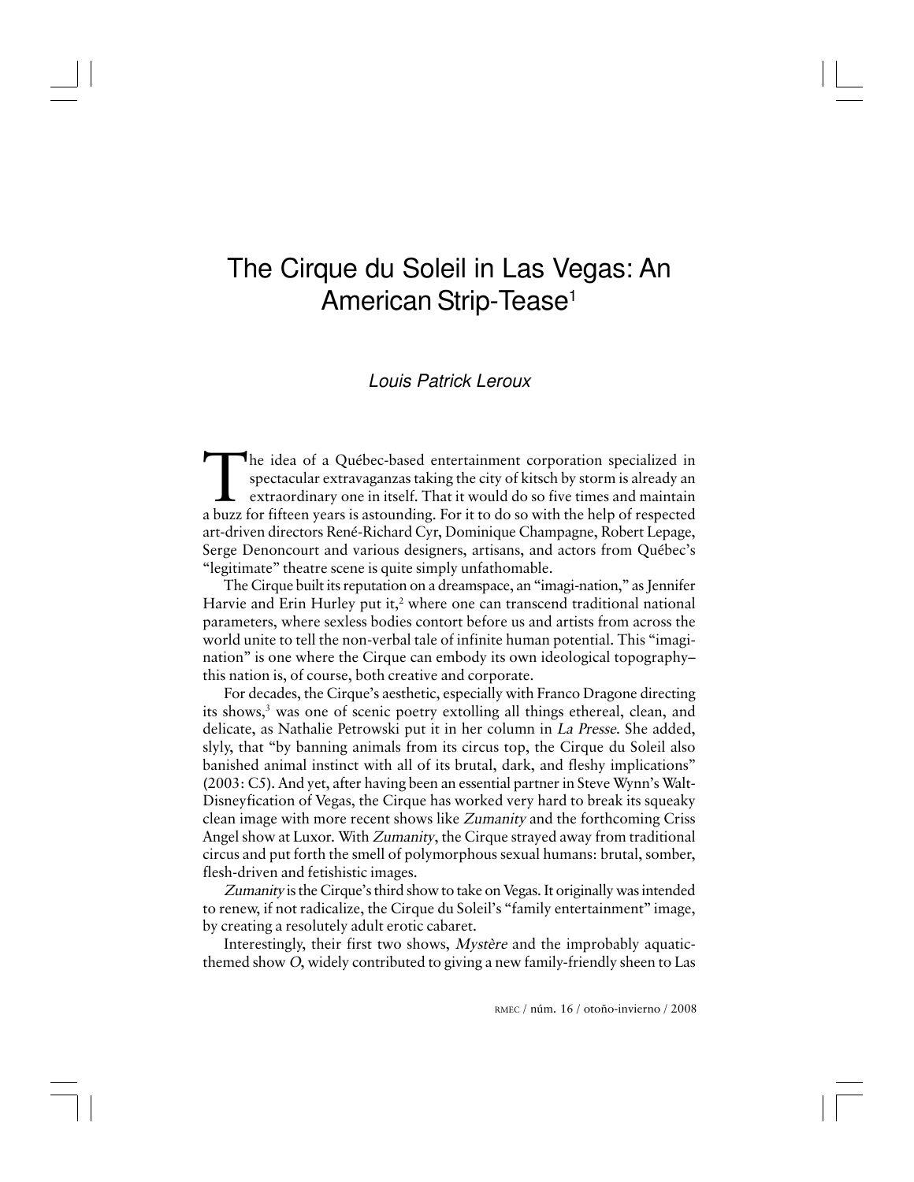# The Cirque du Soleil in Las Vegas: An American Strip-Tease[1]

*Louis Patrick Leroux*

The idea of a Québec-based entertainment corporation specialized in spectacular extravaganzas taking the city of kitsch by storm is already an extraordinary one in itself. That it would do so five times and maintain a buzz for fifteen years is astounding. For it to do so with the help of respected art-driven directors René-Richard Cyr, Dominique Champagne, Robert Lepage, Serge Denoncourt and various designers, artisans, and actors from Québec's "legitimate" theatre scene is quite simply unfathomable.

The Cirque built its reputation on a dreamspace, an "imagi-nation," as Jennifer Harvie and Erin Hurley put it,[2] where one can transcend traditional national parameters, where sexless bodies contort before us and artists from across the world unite to tell the non-verbal tale of infinite human potential. This "imagi-nation" is one where the Cirque can embody its own ideological topography– this nation is, of course, both creative and corporate.

For decades, the Cirque's aesthetic, especially with Franco Dragone directing its shows,[3] was one of scenic poetry extolling all things ethereal, clean, and delicate, as Nathalie Petrowski put it in her column in *La Presse*. She added, slyly, that "by banning animals from its circus top, the Cirque du Soleil also banished animal instinct with all of its brutal, dark, and fleshy implications" (2003: C5). And yet, after having been an essential partner in Steve Wynn's Walt-Disneyfication of Vegas, the Cirque has worked very hard to break its squeaky clean image with more recent shows like *Zumanity* and the forthcoming Criss Angel show at Luxor. With *Zumanity*, the Cirque strayed away from traditional circus and put forth the smell of polymorphous sexual humans: brutal, somber, flesh-driven and fetishistic images.

*Zumanity* is the Cirque's third show to take on Vegas. It originally was intended to renew, if not radicalize, the Cirque du Soleil's "family entertainment" image, by creating a resolutely adult erotic cabaret.

Interestingly, their first two shows, *Mystère* and the improbably aquatic-themed show *O*, widely contributed to giving a new family-friendly sheen to Las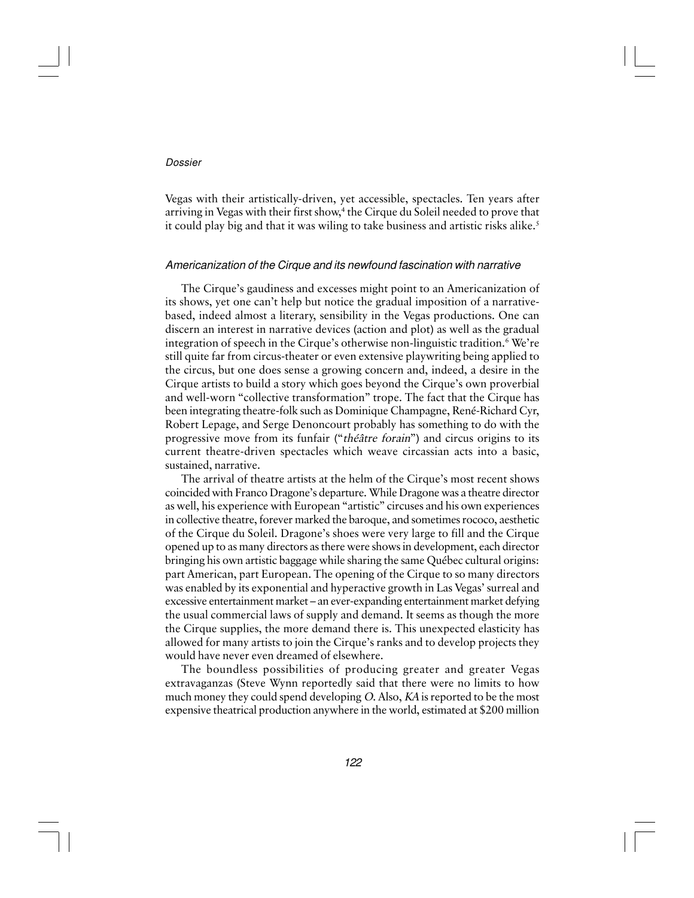Vegas with their artistically-driven, yet accessible, spectacles. Ten years after arriving in Vegas with their first show,[4] the Cirque du Soleil needed to prove that it could play big and that it was wiling to take business and artistic risks alike.[5]

### *Americanization of the Cirque and its newfound fascination with narrative*

The Cirque's gaudiness and excesses might point to an Americanization of its shows, yet one can't help but notice the gradual imposition of a narrative-based, indeed almost a literary, sensibility in the Vegas productions. One can discern an interest in narrative devices (action and plot) as well as the gradual integration of speech in the Cirque's otherwise non-linguistic tradition.[6] We're still quite far from circus-theater or even extensive playwriting being applied to the circus, but one does sense a growing concern and, indeed, a desire in the Cirque artists to build a story which goes beyond the Cirque's own proverbial and well-worn "collective transformation" trope. The fact that the Cirque has been integrating theatre-folk such as Dominique Champagne, René-Richard Cyr, Robert Lepage, and Serge Denoncourt probably has something to do with the progressive move from its funfair ("*théâtre forain*") and circus origins to its current theatre-driven spectacles which weave circassian acts into a basic, sustained, narrative.

The arrival of theatre artists at the helm of the Cirque's most recent shows coincided with Franco Dragone's departure. While Dragone was a theatre director as well, his experience with European "artistic" circuses and his own experiences in collective theatre, forever marked the baroque, and sometimes rococo, aesthetic of the Cirque du Soleil. Dragone's shoes were very large to fill and the Cirque opened up to as many directors as there were shows in development, each director bringing his own artistic baggage while sharing the same Québec cultural origins: part American, part European. The opening of the Cirque to so many directors was enabled by its exponential and hyperactive growth in Las Vegas' surreal and excessive entertainment market – an ever-expanding entertainment market defying the usual commercial laws of supply and demand. It seems as though the more the Cirque supplies, the more demand there is. This unexpected elasticity has allowed for many artists to join the Cirque's ranks and to develop projects they would have never even dreamed of elsewhere.

The boundless possibilities of producing greater and greater Vegas extravaganzas (Steve Wynn reportedly said that there were no limits to how much money they could spend developing *O*. Also, *KA* is reported to be the most expensive theatrical production anywhere in the world, estimated at $200 million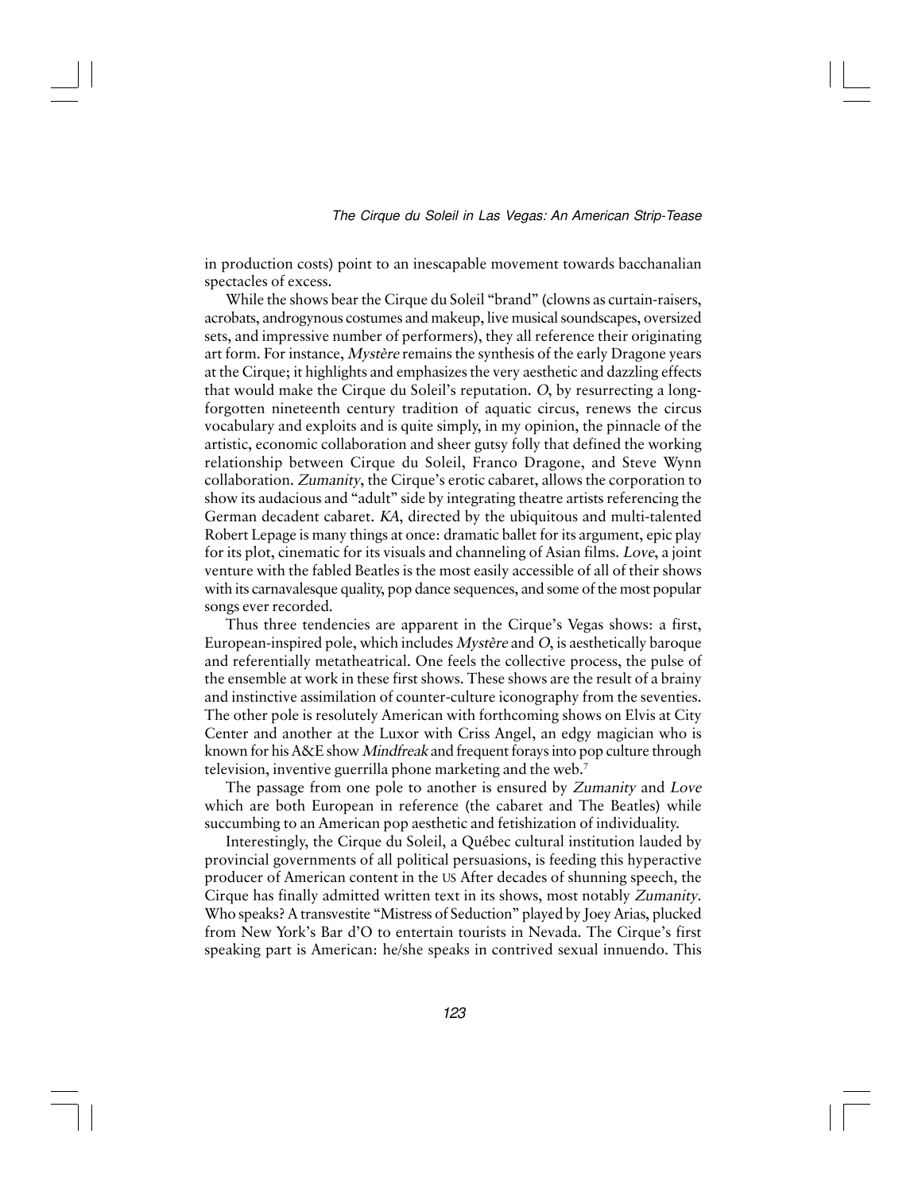in production costs) point to an inescapable movement towards bacchanalian spectacles of excess.

While the shows bear the Cirque du Soleil "brand" (clowns as curtain-raisers, acrobats, androgynous costumes and makeup, live musical soundscapes, oversized sets, and impressive number of performers), they all reference their originating art form. For instance, *Mystère* remains the synthesis of the early Dragone years at the Cirque; it highlights and emphasizes the very aesthetic and dazzling effects that would make the Cirque du Soleil's reputation. *O*, by resurrecting a long-forgotten nineteenth century tradition of aquatic circus, renews the circus vocabulary and exploits and is quite simply, in my opinion, the pinnacle of the artistic, economic collaboration and sheer gutsy folly that defined the working relationship between Cirque du Soleil, Franco Dragone, and Steve Wynn collaboration. *Zumanity*, the Cirque's erotic cabaret, allows the corporation to show its audacious and "adult" side by integrating theatre artists referencing the German decadent cabaret. *KA*, directed by the ubiquitous and multi-talented Robert Lepage is many things at once: dramatic ballet for its argument, epic play for its plot, cinematic for its visuals and channeling of Asian films. *Love*, a joint venture with the fabled Beatles is the most easily accessible of all of their shows with its carnavalesque quality, pop dance sequences, and some of the most popular songs ever recorded.

Thus three tendencies are apparent in the Cirque's Vegas shows: a first, European-inspired pole, which includes *Mystère* and *O*, is aesthetically baroque and referentially metatheatrical. One feels the collective process, the pulse of the ensemble at work in these first shows. These shows are the result of a brainy and instinctive assimilation of counter-culture iconography from the seventies. The other pole is resolutely American with forthcoming shows on Elvis at City Center and another at the Luxor with Criss Angel, an edgy magician who is known for his A&E show *Mindfreak* and frequent forays into pop culture through television, inventive guerrilla phone marketing and the web.[7]

The passage from one pole to another is ensured by *Zumanity* and *Love* which are both European in reference (the cabaret and The Beatles) while succumbing to an American pop aesthetic and fetishization of individuality.

Interestingly, the Cirque du Soleil, a Québec cultural institution lauded by provincial governments of all political persuasions, is feeding this hyperactive producer of American content in the US After decades of shunning speech, the Cirque has finally admitted written text in its shows, most notably *Zumanity*. Who speaks? A transvestite "Mistress of Seduction" played by Joey Arias, plucked from New York's Bar d'O to entertain tourists in Nevada. The Cirque's first speaking part is American: he/she speaks in contrived sexual innuendo. This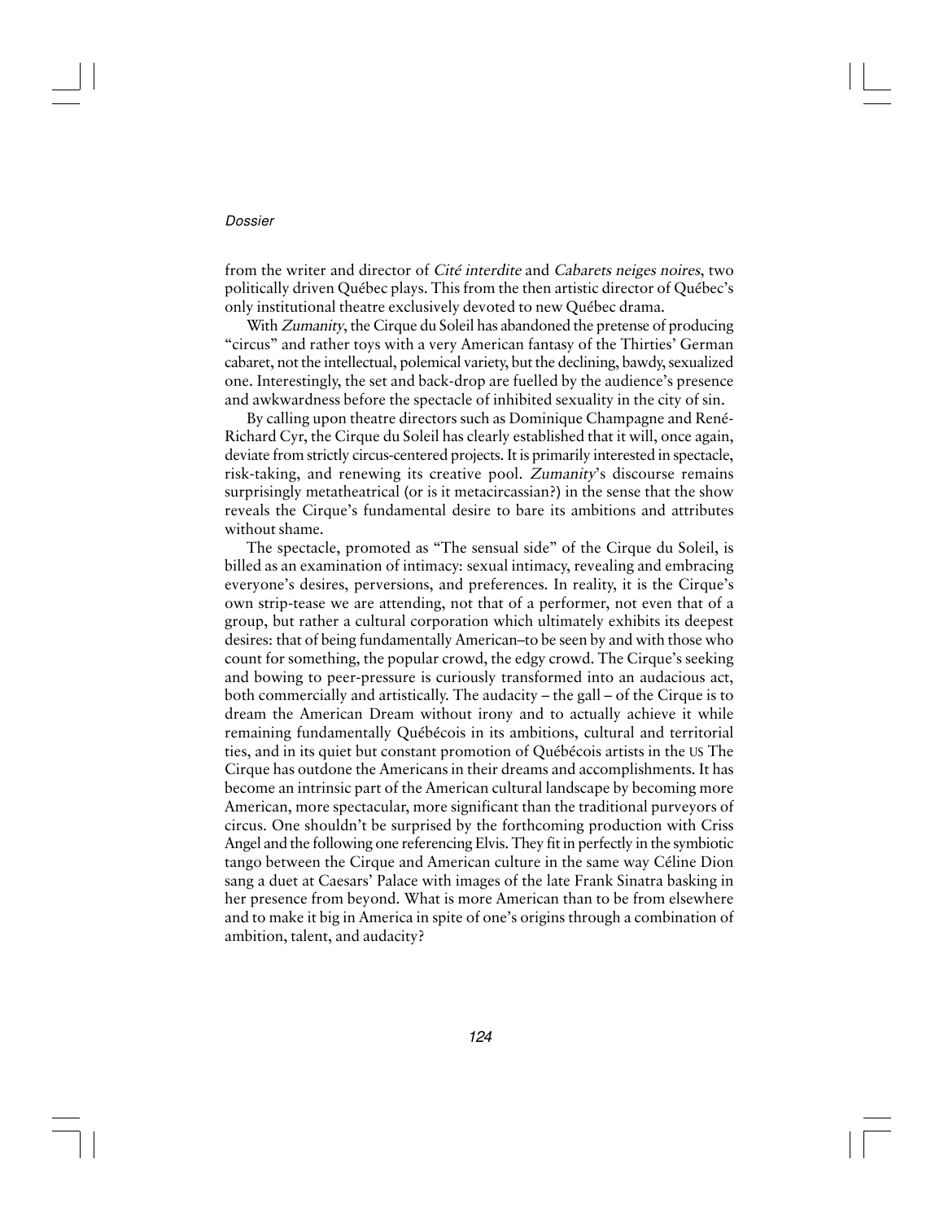from the writer and director of *Cité interdite* and *Cabarets neiges noires*, two politically driven Québec plays. This from the then artistic director of Québec's only institutional theatre exclusively devoted to new Québec drama.

With *Zumanity*, the Cirque du Soleil has abandoned the pretense of producing "circus" and rather toys with a very American fantasy of the Thirties' German cabaret, not the intellectual, polemical variety, but the declining, bawdy, sexualized one. Interestingly, the set and back-drop are fuelled by the audience's presence and awkwardness before the spectacle of inhibited sexuality in the city of sin.

By calling upon theatre directors such as Dominique Champagne and René-Richard Cyr, the Cirque du Soleil has clearly established that it will, once again, deviate from strictly circus-centered projects. It is primarily interested in spectacle, risk-taking, and renewing its creative pool. *Zumanity*'s discourse remains surprisingly metatheatrical (or is it metacircassian?) in the sense that the show reveals the Cirque's fundamental desire to bare its ambitions and attributes without shame.

The spectacle, promoted as "The sensual side" of the Cirque du Soleil, is billed as an examination of intimacy: sexual intimacy, revealing and embracing everyone's desires, perversions, and preferences. In reality, it is the Cirque's own strip-tease we are attending, not that of a performer, not even that of a group, but rather a cultural corporation which ultimately exhibits its deepest desires: that of being fundamentally American–to be seen by and with those who count for something, the popular crowd, the edgy crowd. The Cirque's seeking and bowing to peer-pressure is curiously transformed into an audacious act, both commercially and artistically. The audacity – the gall – of the Cirque is to dream the American Dream without irony and to actually achieve it while remaining fundamentally Québécois in its ambitions, cultural and territorial ties, and in its quiet but constant promotion of Québécois artists in the US The Cirque has outdone the Americans in their dreams and accomplishments. It has become an intrinsic part of the American cultural landscape by becoming more American, more spectacular, more significant than the traditional purveyors of circus. One shouldn't be surprised by the forthcoming production with Criss Angel and the following one referencing Elvis. They fit in perfectly in the symbiotic tango between the Cirque and American culture in the same way Céline Dion sang a duet at Caesars' Palace with images of the late Frank Sinatra basking in her presence from beyond. What is more American than to be from elsewhere and to make it big in America in spite of one's origins through a combination of ambition, talent, and audacity?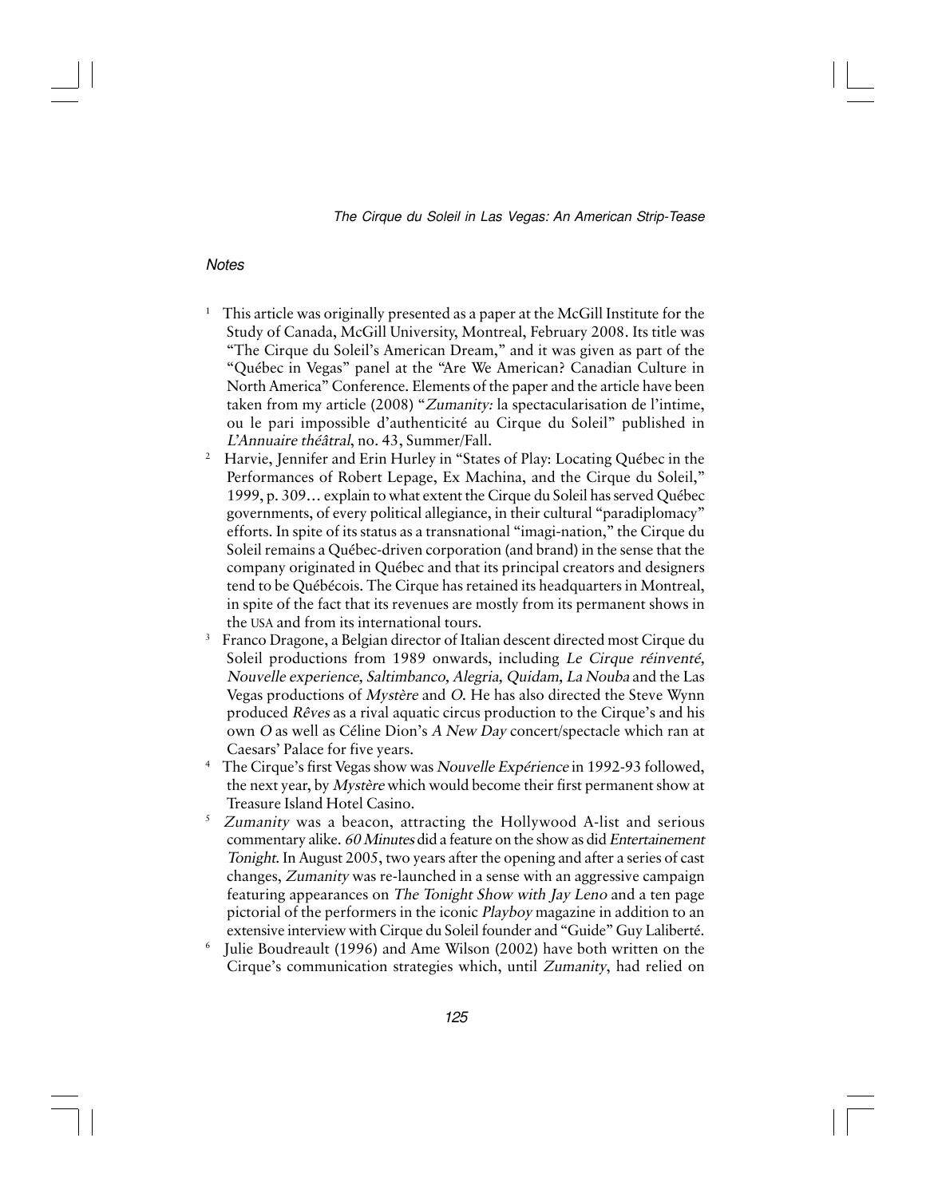## Notes

1. This article was originally presented as a paper at the McGill Institute for the Study of Canada, McGill University, Montreal, February 2008. Its title was "The Cirque du Soleil's American Dream," and it was given as part of the "Québec in Vegas" panel at the "Are We American? Canadian Culture in North America" Conference. Elements of the paper and the article have been taken from my article (2008) "*Zumanity:* la spectacularisation de l'intime, ou le pari impossible d'authenticité au Cirque du Soleil" published in *L'Annuaire théâtral*, no. 43, Summer/Fall.

2. Harvie, Jennifer and Erin Hurley in "States of Play: Locating Québec in the Performances of Robert Lepage, Ex Machina, and the Cirque du Soleil," 1999, p. 309… explain to what extent the Cirque du Soleil has served Québec governments, of every political allegiance, in their cultural "paradiplomacy" efforts. In spite of its status as a transnational "imagi-nation," the Cirque du Soleil remains a Québec-driven corporation (and brand) in the sense that the company originated in Québec and that its principal creators and designers tend to be Québécois. The Cirque has retained its headquarters in Montreal, in spite of the fact that its revenues are mostly from its permanent shows in the USA and from its international tours.

3. Franco Dragone, a Belgian director of Italian descent directed most Cirque du Soleil productions from 1989 onwards, including *Le Cirque réinventé, Nouvelle experience, Saltimbanco, Alegria, Quidam, La Nouba* and the Las Vegas productions of *Mystère* and *O*. He has also directed the Steve Wynn produced *Rêves* as a rival aquatic circus production to the Cirque's and his own *O* as well as Céline Dion's *A New Day* concert/spectacle which ran at Caesars' Palace for five years.

4. The Cirque's first Vegas show was *Nouvelle Expérience* in 1992-93 followed, the next year, by *Mystère* which would become their first permanent show at Treasure Island Hotel Casino.

5. *Zumanity* was a beacon, attracting the Hollywood A-list and serious commentary alike. *60 Minutes* did a feature on the show as did *Entertainement Tonight*. In August 2005, two years after the opening and after a series of cast changes, *Zumanity* was re-launched in a sense with an aggressive campaign featuring appearances on *The Tonight Show with Jay Leno* and a ten page pictorial of the performers in the iconic *Playboy* magazine in addition to an extensive interview with Cirque du Soleil founder and "Guide" Guy Laliberté.

6. Julie Boudreault (1996) and Ame Wilson (2002) have both written on the Cirque's communication strategies which, until *Zumanity*, had relied on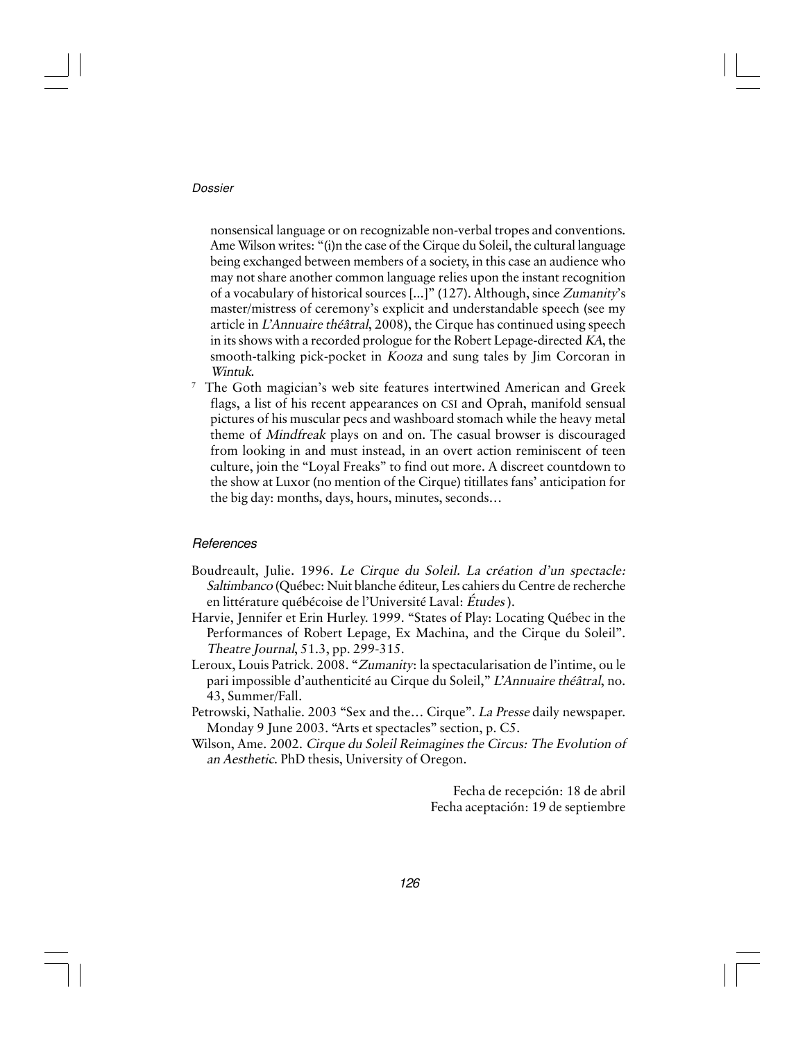nonsensical language or on recognizable non-verbal tropes and conventions. Ame Wilson writes: "(i)n the case of the Cirque du Soleil, the cultural language being exchanged between members of a society, in this case an audience who may not share another common language relies upon the instant recognition of a vocabulary of historical sources [...]" (127). Although, since *Zumanity*'s master/mistress of ceremony's explicit and understandable speech (see my article in *L'Annuaire théâtral*, 2008), the Cirque has continued using speech in its shows with a recorded prologue for the Robert Lepage-directed *KA*, the smooth-talking pick-pocket in *Kooza* and sung tales by Jim Corcoran in *Wintuk*.

[7] The Goth magician's web site features intertwined American and Greek flags, a list of his recent appearances on CSI and Oprah, manifold sensual pictures of his muscular pecs and washboard stomach while the heavy metal theme of *Mindfreak* plays on and on. The casual browser is discouraged from looking in and must instead, in an overt action reminiscent of teen culture, join the "Loyal Freaks" to find out more. A discreet countdown to the show at Luxor (no mention of the Cirque) titillates fans' anticipation for the big day: months, days, hours, minutes, seconds…

## References

Boudreault, Julie. 1996. *Le Cirque du Soleil. La création d'un spectacle: Saltimbanco* (Québec: Nuit blanche éditeur, Les cahiers du Centre de recherche en littérature québécoise de l'Université Laval: *Études* ).

Harvie, Jennifer et Erin Hurley. 1999. "States of Play: Locating Québec in the Performances of Robert Lepage, Ex Machina, and the Cirque du Soleil". *Theatre Journal*, 51.3, pp. 299-315.

Leroux, Louis Patrick. 2008. "*Zumanity*: la spectacularisation de l'intime, ou le pari impossible d'authenticité au Cirque du Soleil," *L'Annuaire théâtral*, no. 43, Summer/Fall.

Petrowski, Nathalie. 2003 "Sex and the… Cirque". *La Presse* daily newspaper. Monday 9 June 2003. "Arts et spectacles" section, p. C5.

Wilson, Ame. 2002. *Cirque du Soleil Reimagines the Circus: The Evolution of an Aesthetic*. PhD thesis, University of Oregon.

Fecha de recepción: 18 de abril
Fecha aceptación: 19 de septiembre